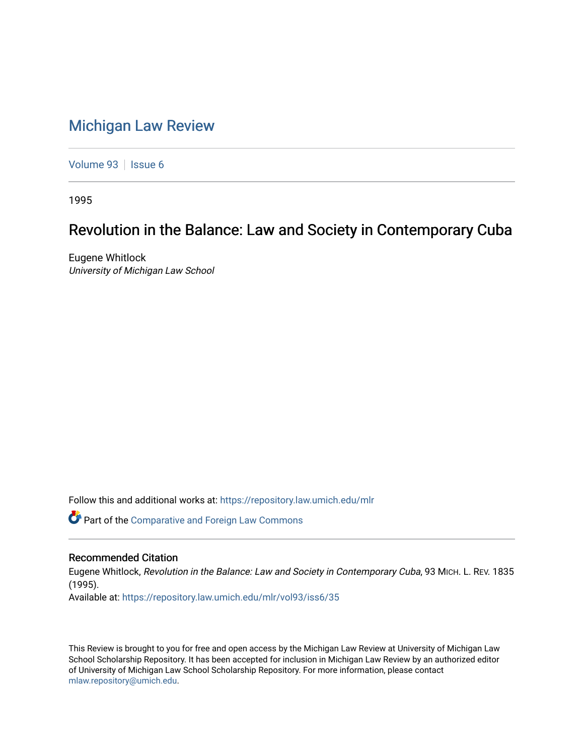# Michigan Law Review

Volume 93 | Issue 6

1995

## Revolution in the Balance: Law and Society in Contemporary Cuba

Eugene Whitlock
*University of Michigan Law School*

Follow this and additional works at: https://repository.law.umich.edu/mlr

Part of the Comparative and Foreign Law Commons

### Recommended Citation

Eugene Whitlock, *Revolution in the Balance: Law and Society in Contemporary Cuba*, 93 MICH. L. REV. 1835 (1995).
Available at: https://repository.law.umich.edu/mlr/vol93/iss6/35

This Review is brought to you for free and open access by the Michigan Law Review at University of Michigan Law School Scholarship Repository. It has been accepted for inclusion in Michigan Law Review by an authorized editor of University of Michigan Law School Scholarship Repository. For more information, please contact mlaw.repository@umich.edu.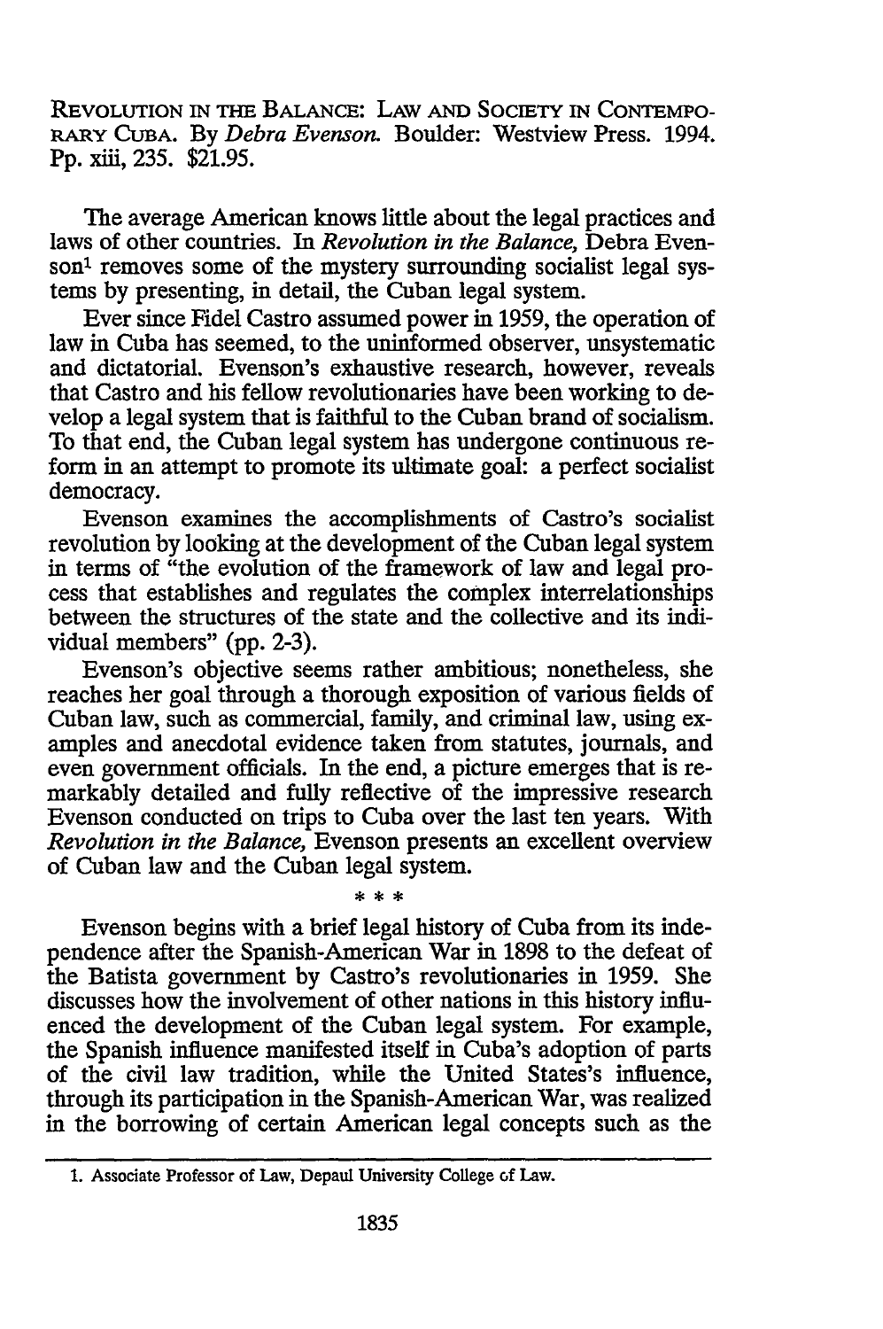REVOLUTION IN THE BALANCE: LAW AND SOCIETY IN CONTEMPORARY CUBA. By *Debra Evenson*. Boulder: Westview Press. 1994. Pp. xiii, 235. $21.95.

The average American knows little about the legal practices and laws of other countries. In *Revolution in the Balance*, Debra Evenson[1] removes some of the mystery surrounding socialist legal systems by presenting, in detail, the Cuban legal system.

Ever since Fidel Castro assumed power in 1959, the operation of law in Cuba has seemed, to the uninformed observer, unsystematic and dictatorial. Evenson's exhaustive research, however, reveals that Castro and his fellow revolutionaries have been working to develop a legal system that is faithful to the Cuban brand of socialism. To that end, the Cuban legal system has undergone continuous reform in an attempt to promote its ultimate goal: a perfect socialist democracy.

Evenson examines the accomplishments of Castro's socialist revolution by looking at the development of the Cuban legal system in terms of "the evolution of the framework of law and legal process that establishes and regulates the complex interrelationships between the structures of the state and the collective and its individual members" (pp. 2-3).

Evenson's objective seems rather ambitious; nonetheless, she reaches her goal through a thorough exposition of various fields of Cuban law, such as commercial, family, and criminal law, using examples and anecdotal evidence taken from statutes, journals, and even government officials. In the end, a picture emerges that is remarkably detailed and fully reflective of the impressive research Evenson conducted on trips to Cuba over the last ten years. With *Revolution in the Balance*, Evenson presents an excellent overview of Cuban law and the Cuban legal system.

\* \* \*

Evenson begins with a brief legal history of Cuba from its independence after the Spanish-American War in 1898 to the defeat of the Batista government by Castro's revolutionaries in 1959. She discusses how the involvement of other nations in this history influenced the development of the Cuban legal system. For example, the Spanish influence manifested itself in Cuba's adoption of parts of the civil law tradition, while the United States's influence, through its participation in the Spanish-American War, was realized in the borrowing of certain American legal concepts such as the

---

1. Associate Professor of Law, Depaul University College of Law.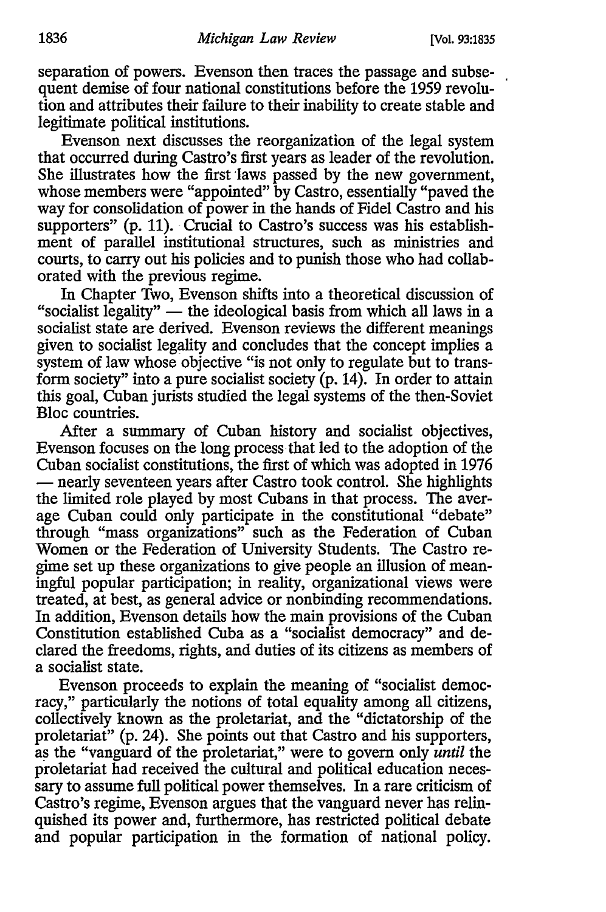separation of powers. Evenson then traces the passage and subsequent demise of four national constitutions before the 1959 revolution and attributes their failure to their inability to create stable and legitimate political institutions.

Evenson next discusses the reorganization of the legal system that occurred during Castro's first years as leader of the revolution. She illustrates how the first laws passed by the new government, whose members were "appointed" by Castro, essentially "paved the way for consolidation of power in the hands of Fidel Castro and his supporters" (p. 11). Crucial to Castro's success was his establishment of parallel institutional structures, such as ministries and courts, to carry out his policies and to punish those who had collaborated with the previous regime.

In Chapter Two, Evenson shifts into a theoretical discussion of "socialist legality" — the ideological basis from which all laws in a socialist state are derived. Evenson reviews the different meanings given to socialist legality and concludes that the concept implies a system of law whose objective "is not only to regulate but to transform society" into a pure socialist society (p. 14). In order to attain this goal, Cuban jurists studied the legal systems of the then-Soviet Bloc countries.

After a summary of Cuban history and socialist objectives, Evenson focuses on the long process that led to the adoption of the Cuban socialist constitutions, the first of which was adopted in 1976 — nearly seventeen years after Castro took control. She highlights the limited role played by most Cubans in that process. The average Cuban could only participate in the constitutional "debate" through "mass organizations" such as the Federation of Cuban Women or the Federation of University Students. The Castro regime set up these organizations to give people an illusion of meaningful popular participation; in reality, organizational views were treated, at best, as general advice or nonbinding recommendations. In addition, Evenson details how the main provisions of the Cuban Constitution established Cuba as a "socialist democracy" and declared the freedoms, rights, and duties of its citizens as members of a socialist state.

Evenson proceeds to explain the meaning of "socialist democracy," particularly the notions of total equality among all citizens, collectively known as the proletariat, and the "dictatorship of the proletariat" (p. 24). She points out that Castro and his supporters, as the "vanguard of the proletariat," were to govern only *until* the proletariat had received the cultural and political education necessary to assume full political power themselves. In a rare criticism of Castro's regime, Evenson argues that the vanguard never has relinquished its power and, furthermore, has restricted political debate and popular participation in the formation of national policy.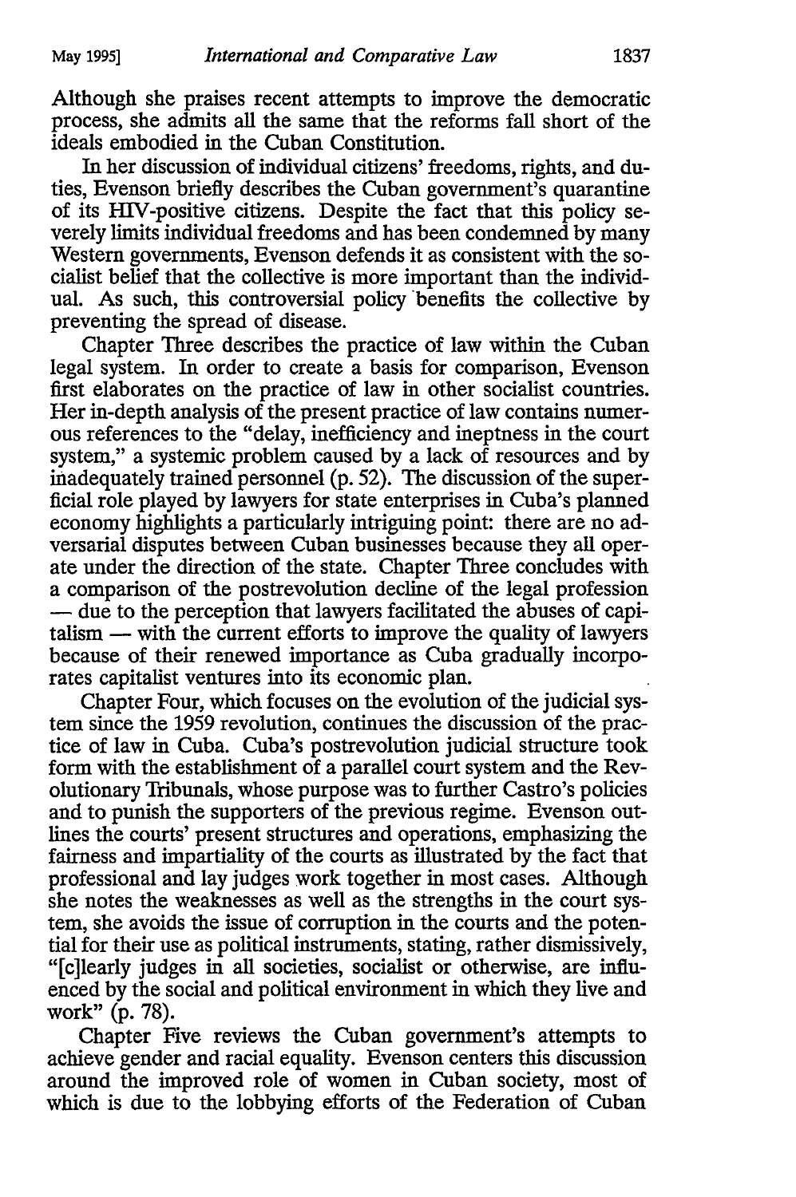Although she praises recent attempts to improve the democratic process, she admits all the same that the reforms fall short of the ideals embodied in the Cuban Constitution.

In her discussion of individual citizens' freedoms, rights, and duties, Evenson briefly describes the Cuban government's quarantine of its HIV-positive citizens. Despite the fact that this policy severely limits individual freedoms and has been condemned by many Western governments, Evenson defends it as consistent with the socialist belief that the collective is more important than the individual. As such, this controversial policy benefits the collective by preventing the spread of disease.

Chapter Three describes the practice of law within the Cuban legal system. In order to create a basis for comparison, Evenson first elaborates on the practice of law in other socialist countries. Her in-depth analysis of the present practice of law contains numerous references to the "delay, inefficiency and ineptness in the court system," a systemic problem caused by a lack of resources and by inadequately trained personnel (p. 52). The discussion of the superficial role played by lawyers for state enterprises in Cuba's planned economy highlights a particularly intriguing point: there are no adversarial disputes between Cuban businesses because they all operate under the direction of the state. Chapter Three concludes with a comparison of the postrevolution decline of the legal profession — due to the perception that lawyers facilitated the abuses of capitalism — with the current efforts to improve the quality of lawyers because of their renewed importance as Cuba gradually incorporates capitalist ventures into its economic plan.

Chapter Four, which focuses on the evolution of the judicial system since the 1959 revolution, continues the discussion of the practice of law in Cuba. Cuba's postrevolution judicial structure took form with the establishment of a parallel court system and the Revolutionary Tribunals, whose purpose was to further Castro's policies and to punish the supporters of the previous regime. Evenson outlines the courts' present structures and operations, emphasizing the fairness and impartiality of the courts as illustrated by the fact that professional and lay judges work together in most cases. Although she notes the weaknesses as well as the strengths in the court system, she avoids the issue of corruption in the courts and the potential for their use as political instruments, stating, rather dismissively, "[c]learly judges in all societies, socialist or otherwise, are influenced by the social and political environment in which they live and work" (p. 78).

Chapter Five reviews the Cuban government's attempts to achieve gender and racial equality. Evenson centers this discussion around the improved role of women in Cuban society, most of which is due to the lobbying efforts of the Federation of Cuban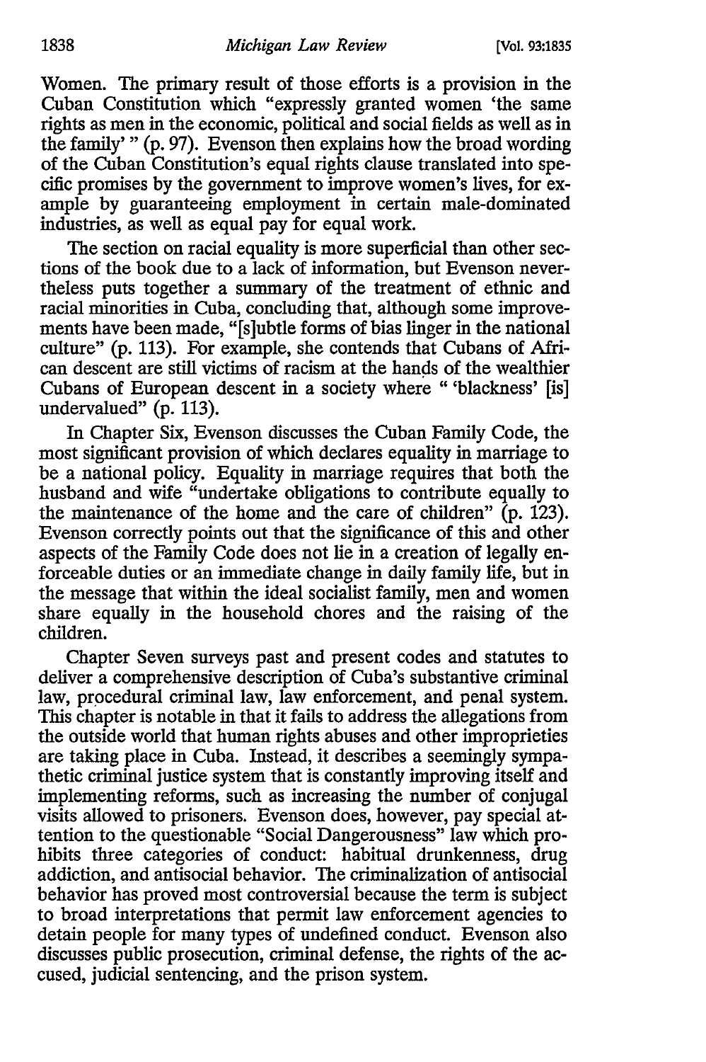Women. The primary result of those efforts is a provision in the Cuban Constitution which "expressly granted women 'the same rights as men in the economic, political and social fields as well as in the family' " (p. 97). Evenson then explains how the broad wording of the Cuban Constitution's equal rights clause translated into specific promises by the government to improve women's lives, for example by guaranteeing employment in certain male-dominated industries, as well as equal pay for equal work.

The section on racial equality is more superficial than other sections of the book due to a lack of information, but Evenson nevertheless puts together a summary of the treatment of ethnic and racial minorities in Cuba, concluding that, although some improvements have been made, "[s]ubtle forms of bias linger in the national culture" (p. 113). For example, she contends that Cubans of African descent are still victims of racism at the hands of the wealthier Cubans of European descent in a society where " 'blackness' [is] undervalued" (p. 113).

In Chapter Six, Evenson discusses the Cuban Family Code, the most significant provision of which declares equality in marriage to be a national policy. Equality in marriage requires that both the husband and wife "undertake obligations to contribute equally to the maintenance of the home and the care of children" (p. 123). Evenson correctly points out that the significance of this and other aspects of the Family Code does not lie in a creation of legally enforceable duties or an immediate change in daily family life, but in the message that within the ideal socialist family, men and women share equally in the household chores and the raising of the children.

Chapter Seven surveys past and present codes and statutes to deliver a comprehensive description of Cuba's substantive criminal law, procedural criminal law, law enforcement, and penal system. This chapter is notable in that it fails to address the allegations from the outside world that human rights abuses and other improprieties are taking place in Cuba. Instead, it describes a seemingly sympathetic criminal justice system that is constantly improving itself and implementing reforms, such as increasing the number of conjugal visits allowed to prisoners. Evenson does, however, pay special attention to the questionable "Social Dangerousness" law which prohibits three categories of conduct: habitual drunkenness, drug addiction, and antisocial behavior. The criminalization of antisocial behavior has proved most controversial because the term is subject to broad interpretations that permit law enforcement agencies to detain people for many types of undefined conduct. Evenson also discusses public prosecution, criminal defense, the rights of the accused, judicial sentencing, and the prison system.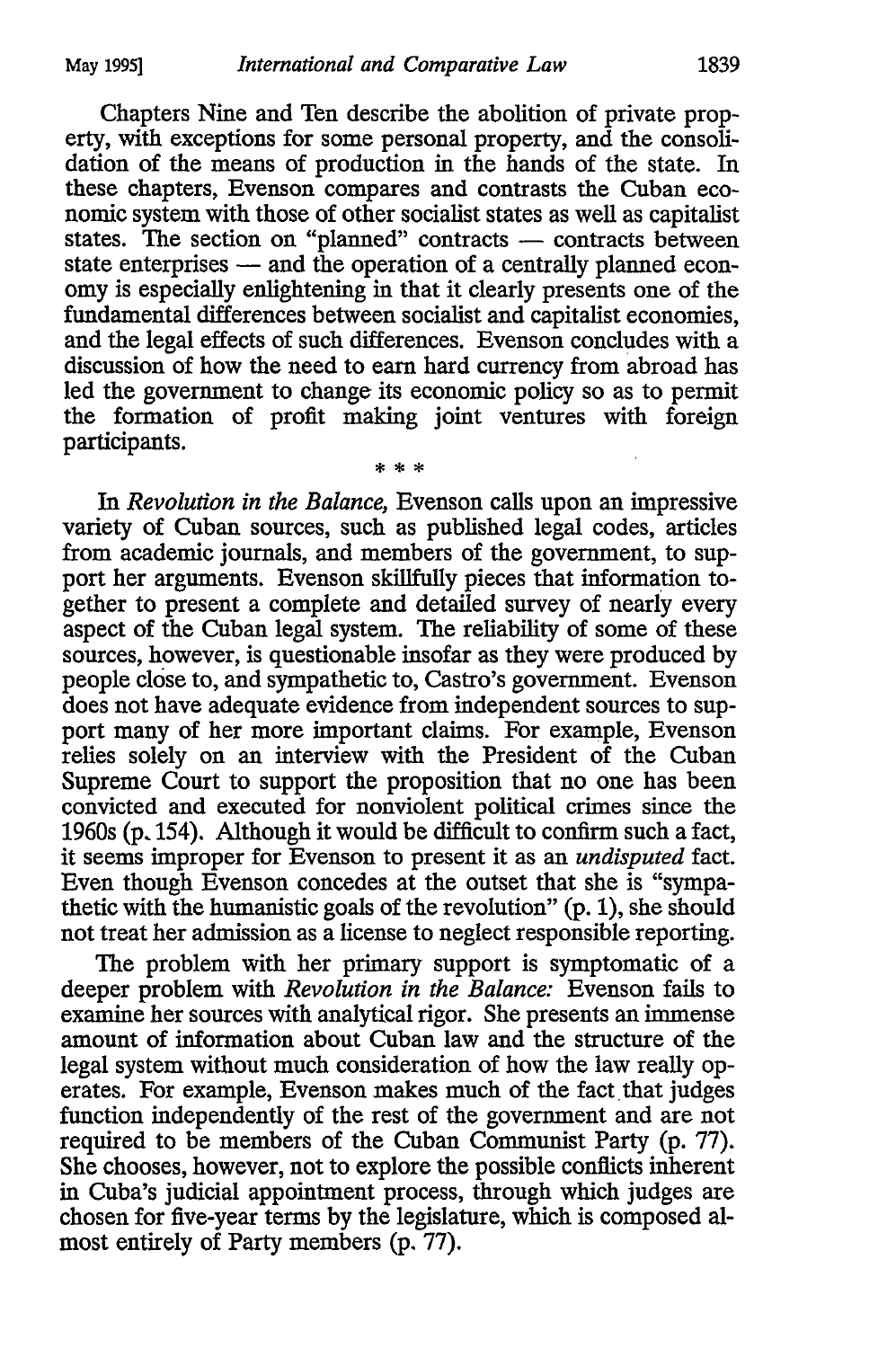Chapters Nine and Ten describe the abolition of private property, with exceptions for some personal property, and the consolidation of the means of production in the hands of the state. In these chapters, Evenson compares and contrasts the Cuban economic system with those of other socialist states as well as capitalist states. The section on "planned" contracts — contracts between state enterprises — and the operation of a centrally planned economy is especially enlightening in that it clearly presents one of the fundamental differences between socialist and capitalist economies, and the legal effects of such differences. Evenson concludes with a discussion of how the need to earn hard currency from abroad has led the government to change its economic policy so as to permit the formation of profit making joint ventures with foreign participants.

\* \* \*

In *Revolution in the Balance,* Evenson calls upon an impressive variety of Cuban sources, such as published legal codes, articles from academic journals, and members of the government, to support her arguments. Evenson skillfully pieces that information together to present a complete and detailed survey of nearly every aspect of the Cuban legal system. The reliability of some of these sources, however, is questionable insofar as they were produced by people close to, and sympathetic to, Castro's government. Evenson does not have adequate evidence from independent sources to support many of her more important claims. For example, Evenson relies solely on an interview with the President of the Cuban Supreme Court to support the proposition that no one has been convicted and executed for nonviolent political crimes since the 1960s (p. 154). Although it would be difficult to confirm such a fact, it seems improper for Evenson to present it as an *undisputed* fact. Even though Evenson concedes at the outset that she is "sympathetic with the humanistic goals of the revolution" (p. 1), she should not treat her admission as a license to neglect responsible reporting.

The problem with her primary support is symptomatic of a deeper problem with *Revolution in the Balance:* Evenson fails to examine her sources with analytical rigor. She presents an immense amount of information about Cuban law and the structure of the legal system without much consideration of how the law really operates. For example, Evenson makes much of the fact that judges function independently of the rest of the government and are not required to be members of the Cuban Communist Party (p. 77). She chooses, however, not to explore the possible conflicts inherent in Cuba's judicial appointment process, through which judges are chosen for five-year terms by the legislature, which is composed almost entirely of Party members (p. 77).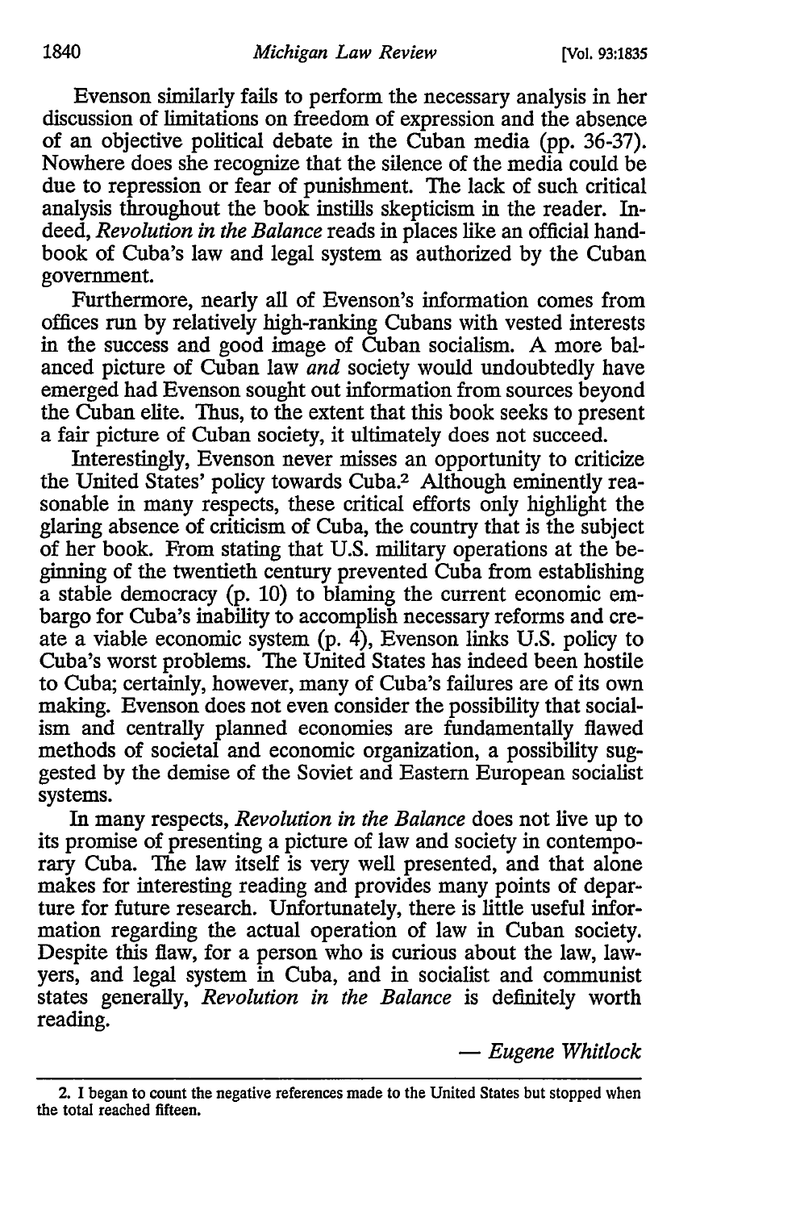Evenson similarly fails to perform the necessary analysis in her discussion of limitations on freedom of expression and the absence of an objective political debate in the Cuban media (pp. 36-37). Nowhere does she recognize that the silence of the media could be due to repression or fear of punishment. The lack of such critical analysis throughout the book instills skepticism in the reader. Indeed, *Revolution in the Balance* reads in places like an official handbook of Cuba's law and legal system as authorized by the Cuban government.

Furthermore, nearly all of Evenson's information comes from offices run by relatively high-ranking Cubans with vested interests in the success and good image of Cuban socialism. A more balanced picture of Cuban law *and* society would undoubtedly have emerged had Evenson sought out information from sources beyond the Cuban elite. Thus, to the extent that this book seeks to present a fair picture of Cuban society, it ultimately does not succeed.

Interestingly, Evenson never misses an opportunity to criticize the United States' policy towards Cuba.[2] Although eminently reasonable in many respects, these critical efforts only highlight the glaring absence of criticism of Cuba, the country that is the subject of her book. From stating that U.S. military operations at the beginning of the twentieth century prevented Cuba from establishing a stable democracy (p. 10) to blaming the current economic embargo for Cuba's inability to accomplish necessary reforms and create a viable economic system (p. 4), Evenson links U.S. policy to Cuba's worst problems. The United States has indeed been hostile to Cuba; certainly, however, many of Cuba's failures are of its own making. Evenson does not even consider the possibility that socialism and centrally planned economies are fundamentally flawed methods of societal and economic organization, a possibility suggested by the demise of the Soviet and Eastern European socialist systems.

In many respects, *Revolution in the Balance* does not live up to its promise of presenting a picture of law and society in contemporary Cuba. The law itself is very well presented, and that alone makes for interesting reading and provides many points of departure for future research. Unfortunately, there is little useful information regarding the actual operation of law in Cuban society. Despite this flaw, for a person who is curious about the law, lawyers, and legal system in Cuba, and in socialist and communist states generally, *Revolution in the Balance* is definitely worth reading.

— *Eugene Whitlock*

---

2. I began to count the negative references made to the United States but stopped when the total reached fifteen.